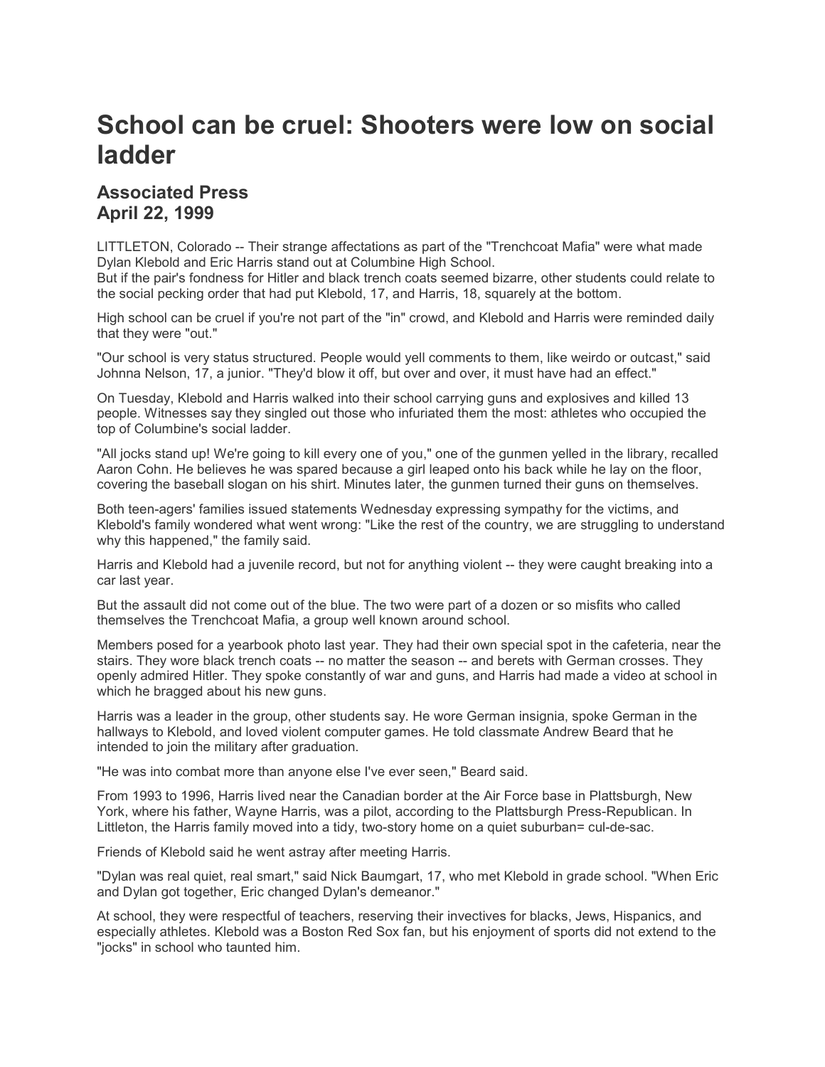# School can be cruel: Shooters were low on social ladder

## Associated Press
## April 22, 1999

LITTLETON, Colorado -- Their strange affectations as part of the "Trenchcoat Mafia" were what made Dylan Klebold and Eric Harris stand out at Columbine High School.
But if the pair's fondness for Hitler and black trench coats seemed bizarre, other students could relate to the social pecking order that had put Klebold, 17, and Harris, 18, squarely at the bottom.

High school can be cruel if you're not part of the "in" crowd, and Klebold and Harris were reminded daily that they were "out."

"Our school is very status structured. People would yell comments to them, like weirdo or outcast," said Johnna Nelson, 17, a junior. "They'd blow it off, but over and over, it must have had an effect."

On Tuesday, Klebold and Harris walked into their school carrying guns and explosives and killed 13 people. Witnesses say they singled out those who infuriated them the most: athletes who occupied the top of Columbine's social ladder.

"All jocks stand up! We're going to kill every one of you," one of the gunmen yelled in the library, recalled Aaron Cohn. He believes he was spared because a girl leaped onto his back while he lay on the floor, covering the baseball slogan on his shirt. Minutes later, the gunmen turned their guns on themselves.

Both teen-agers' families issued statements Wednesday expressing sympathy for the victims, and Klebold's family wondered what went wrong: "Like the rest of the country, we are struggling to understand why this happened," the family said.

Harris and Klebold had a juvenile record, but not for anything violent -- they were caught breaking into a car last year.

But the assault did not come out of the blue. The two were part of a dozen or so misfits who called themselves the Trenchcoat Mafia, a group well known around school.

Members posed for a yearbook photo last year. They had their own special spot in the cafeteria, near the stairs. They wore black trench coats -- no matter the season -- and berets with German crosses. They openly admired Hitler. They spoke constantly of war and guns, and Harris had made a video at school in which he bragged about his new guns.

Harris was a leader in the group, other students say. He wore German insignia, spoke German in the hallways to Klebold, and loved violent computer games. He told classmate Andrew Beard that he intended to join the military after graduation.

"He was into combat more than anyone else I've ever seen," Beard said.

From 1993 to 1996, Harris lived near the Canadian border at the Air Force base in Plattsburgh, New York, where his father, Wayne Harris, was a pilot, according to the Plattsburgh Press-Republican. In Littleton, the Harris family moved into a tidy, two-story home on a quiet suburban= cul-de-sac.

Friends of Klebold said he went astray after meeting Harris.

"Dylan was real quiet, real smart," said Nick Baumgart, 17, who met Klebold in grade school. "When Eric and Dylan got together, Eric changed Dylan's demeanor."

At school, they were respectful of teachers, reserving their invectives for blacks, Jews, Hispanics, and especially athletes. Klebold was a Boston Red Sox fan, but his enjoyment of sports did not extend to the "jocks" in school who taunted him.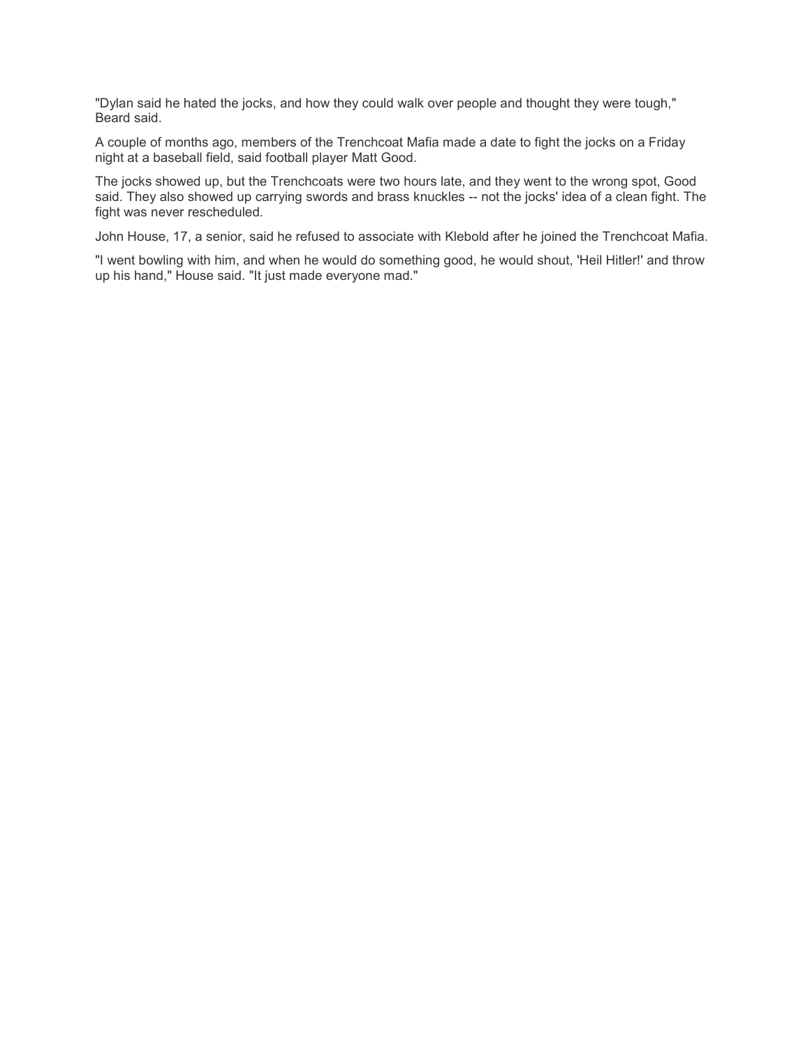"Dylan said he hated the jocks, and how they could walk over people and thought they were tough," Beard said.

A couple of months ago, members of the Trenchcoat Mafia made a date to fight the jocks on a Friday night at a baseball field, said football player Matt Good.

The jocks showed up, but the Trenchcoats were two hours late, and they went to the wrong spot, Good said. They also showed up carrying swords and brass knuckles -- not the jocks' idea of a clean fight. The fight was never rescheduled.

John House, 17, a senior, said he refused to associate with Klebold after he joined the Trenchcoat Mafia.

"I went bowling with him, and when he would do something good, he would shout, 'Heil Hitler!' and throw up his hand," House said. "It just made everyone mad."